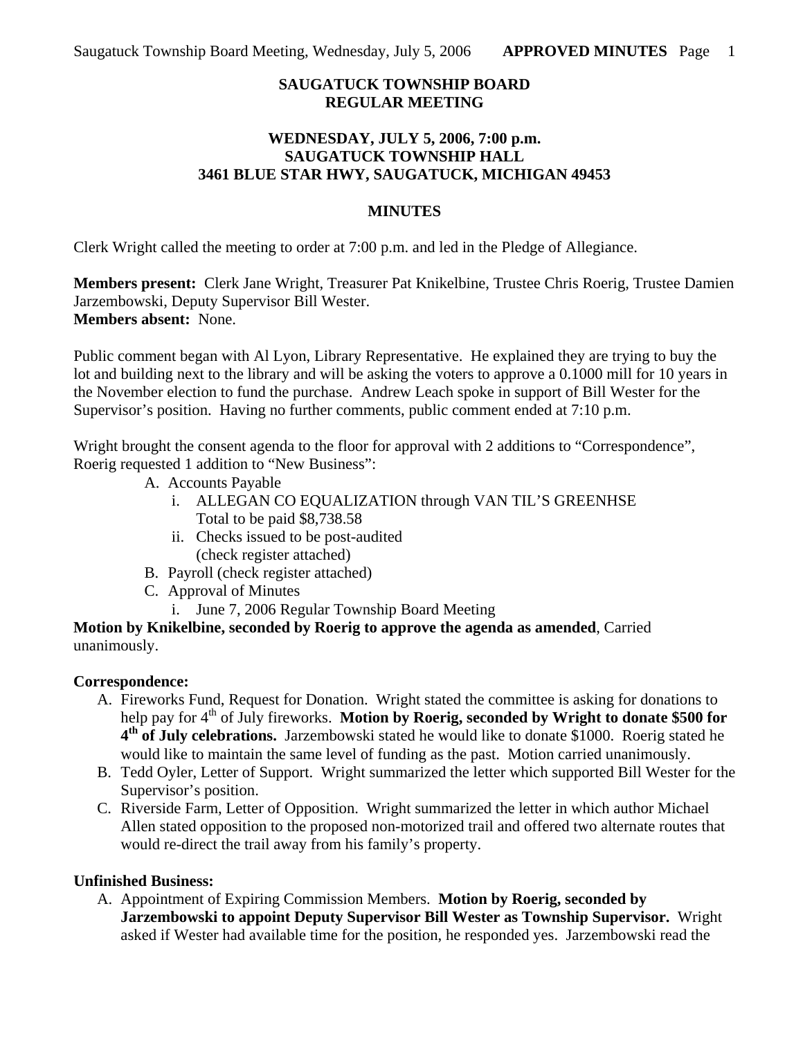**SAUGATUCK TOWNSHIP BOARD**
**REGULAR MEETING**

**WEDNESDAY, JULY 5, 2006, 7:00 p.m.**
**SAUGATUCK TOWNSHIP HALL**
**3461 BLUE STAR HWY, SAUGATUCK, MICHIGAN 49453**

**MINUTES**

Clerk Wright called the meeting to order at 7:00 p.m. and led in the Pledge of Allegiance.

**Members present:** Clerk Jane Wright, Treasurer Pat Knikelbine, Trustee Chris Roerig, Trustee Damien Jarzembowski, Deputy Supervisor Bill Wester.
**Members absent:** None.

Public comment began with Al Lyon, Library Representative. He explained they are trying to buy the lot and building next to the library and will be asking the voters to approve a 0.1000 mill for 10 years in the November election to fund the purchase. Andrew Leach spoke in support of Bill Wester for the Supervisor's position. Having no further comments, public comment ended at 7:10 p.m.

Wright brought the consent agenda to the floor for approval with 2 additions to "Correspondence", Roerig requested 1 addition to "New Business":

A. Accounts Payable
   i. ALLEGAN CO EQUALIZATION through VAN TIL'S GREENHSE
      Total to be paid $8,738.58
   ii. Checks issued to be post-audited
      (check register attached)
B. Payroll (check register attached)
C. Approval of Minutes
   i. June 7, 2006 Regular Township Board Meeting

**Motion by Knikelbine, seconded by Roerig to approve the agenda as amended**, Carried unanimously.

**Correspondence:**

A. Fireworks Fund, Request for Donation. Wright stated the committee is asking for donations to help pay for 4th of July fireworks. **Motion by Roerig, seconded by Wright to donate $500 for 4th of July celebrations.** Jarzembowski stated he would like to donate $1000. Roerig stated he would like to maintain the same level of funding as the past. Motion carried unanimously.
B. Tedd Oyler, Letter of Support. Wright summarized the letter which supported Bill Wester for the Supervisor's position.
C. Riverside Farm, Letter of Opposition. Wright summarized the letter in which author Michael Allen stated opposition to the proposed non-motorized trail and offered two alternate routes that would re-direct the trail away from his family's property.

**Unfinished Business:**

A. Appointment of Expiring Commission Members. **Motion by Roerig, seconded by Jarzembowski to appoint Deputy Supervisor Bill Wester as Township Supervisor.** Wright asked if Wester had available time for the position, he responded yes. Jarzembowski read the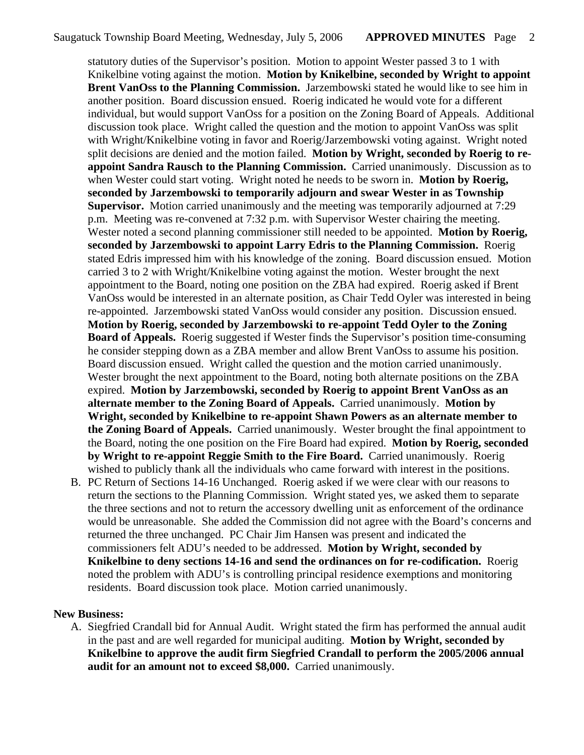statutory duties of the Supervisor's position. Motion to appoint Wester passed 3 to 1 with Knikelbine voting against the motion. **Motion by Knikelbine, seconded by Wright to appoint Brent VanOss to the Planning Commission.** Jarzembowski stated he would like to see him in another position. Board discussion ensued. Roerig indicated he would vote for a different individual, but would support VanOss for a position on the Zoning Board of Appeals. Additional discussion took place. Wright called the question and the motion to appoint VanOss was split with Wright/Knikelbine voting in favor and Roerig/Jarzembowski voting against. Wright noted split decisions are denied and the motion failed. **Motion by Wright, seconded by Roerig to re-appoint Sandra Rausch to the Planning Commission.** Carried unanimously. Discussion as to when Wester could start voting. Wright noted he needs to be sworn in. **Motion by Roerig, seconded by Jarzembowski to temporarily adjourn and swear Wester in as Township Supervisor.** Motion carried unanimously and the meeting was temporarily adjourned at 7:29 p.m. Meeting was re-convened at 7:32 p.m. with Supervisor Wester chairing the meeting. Wester noted a second planning commissioner still needed to be appointed. **Motion by Roerig, seconded by Jarzembowski to appoint Larry Edris to the Planning Commission.** Roerig stated Edris impressed him with his knowledge of the zoning. Board discussion ensued. Motion carried 3 to 2 with Wright/Knikelbine voting against the motion. Wester brought the next appointment to the Board, noting one position on the ZBA had expired. Roerig asked if Brent VanOss would be interested in an alternate position, as Chair Tedd Oyler was interested in being re-appointed. Jarzembowski stated VanOss would consider any position. Discussion ensued. **Motion by Roerig, seconded by Jarzembowski to re-appoint Tedd Oyler to the Zoning Board of Appeals.** Roerig suggested if Wester finds the Supervisor's position time-consuming he consider stepping down as a ZBA member and allow Brent VanOss to assume his position. Board discussion ensued. Wright called the question and the motion carried unanimously. Wester brought the next appointment to the Board, noting both alternate positions on the ZBA expired. **Motion by Jarzembowski, seconded by Roerig to appoint Brent VanOss as an alternate member to the Zoning Board of Appeals.** Carried unanimously. **Motion by Wright, seconded by Knikelbine to re-appoint Shawn Powers as an alternate member to the Zoning Board of Appeals.** Carried unanimously. Wester brought the final appointment to the Board, noting the one position on the Fire Board had expired. **Motion by Roerig, seconded by Wright to re-appoint Reggie Smith to the Fire Board.** Carried unanimously. Roerig wished to publicly thank all the individuals who came forward with interest in the positions.

B. PC Return of Sections 14-16 Unchanged. Roerig asked if we were clear with our reasons to return the sections to the Planning Commission. Wright stated yes, we asked them to separate the three sections and not to return the accessory dwelling unit as enforcement of the ordinance would be unreasonable. She added the Commission did not agree with the Board's concerns and returned the three unchanged. PC Chair Jim Hansen was present and indicated the commissioners felt ADU's needed to be addressed. **Motion by Wright, seconded by Knikelbine to deny sections 14-16 and send the ordinances on for re-codification.** Roerig noted the problem with ADU's is controlling principal residence exemptions and monitoring residents. Board discussion took place. Motion carried unanimously.

**New Business:**

A. Siegfried Crandall bid for Annual Audit. Wright stated the firm has performed the annual audit in the past and are well regarded for municipal auditing. **Motion by Wright, seconded by Knikelbine to approve the audit firm Siegfried Crandall to perform the 2005/2006 annual audit for an amount not to exceed $8,000.** Carried unanimously.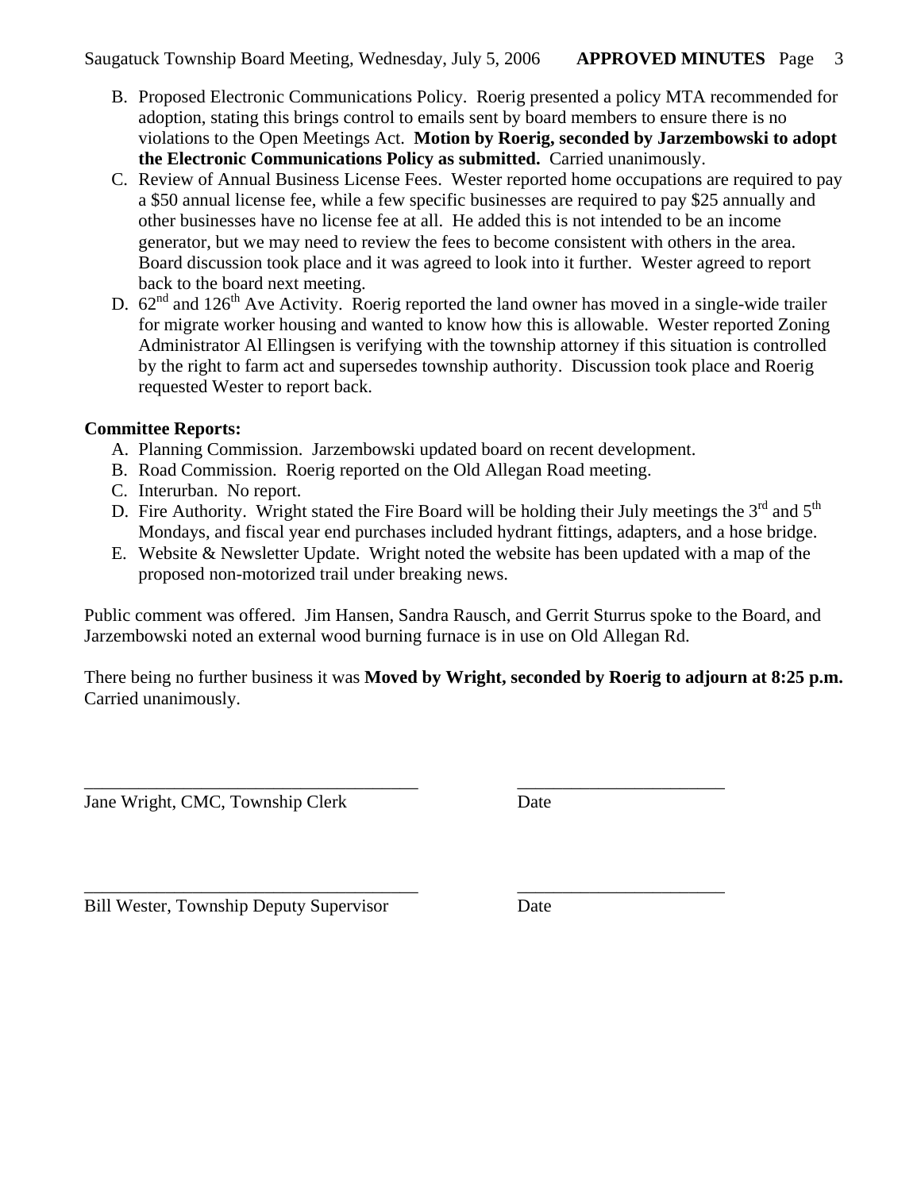B. Proposed Electronic Communications Policy. Roerig presented a policy MTA recommended for adoption, stating this brings control to emails sent by board members to ensure there is no violations to the Open Meetings Act. **Motion by Roerig, seconded by Jarzembowski to adopt the Electronic Communications Policy as submitted.** Carried unanimously.

C. Review of Annual Business License Fees. Wester reported home occupations are required to pay a $50 annual license fee, while a few specific businesses are required to pay $25 annually and other businesses have no license fee at all. He added this is not intended to be an income generator, but we may need to review the fees to become consistent with others in the area. Board discussion took place and it was agreed to look into it further. Wester agreed to report back to the board next meeting.

D. 62nd and 126th Ave Activity. Roerig reported the land owner has moved in a single-wide trailer for migrate worker housing and wanted to know how this is allowable. Wester reported Zoning Administrator Al Ellingsen is verifying with the township attorney if this situation is controlled by the right to farm act and supersedes township authority. Discussion took place and Roerig requested Wester to report back.

**Committee Reports:**

A. Planning Commission. Jarzembowski updated board on recent development.
B. Road Commission. Roerig reported on the Old Allegan Road meeting.
C. Interurban. No report.
D. Fire Authority. Wright stated the Fire Board will be holding their July meetings the 3rd and 5th Mondays, and fiscal year end purchases included hydrant fittings, adapters, and a hose bridge.
E. Website & Newsletter Update. Wright noted the website has been updated with a map of the proposed non-motorized trail under breaking news.

Public comment was offered. Jim Hansen, Sandra Rausch, and Gerrit Sturrus spoke to the Board, and Jarzembowski noted an external wood burning furnace is in use on Old Allegan Rd.

There being no further business it was **Moved by Wright, seconded by Roerig to adjourn at 8:25 p.m.** Carried unanimously.

_____________________________________ _______________________
Jane Wright, CMC, Township Clerk Date

_____________________________________ _______________________
Bill Wester, Township Deputy Supervisor Date